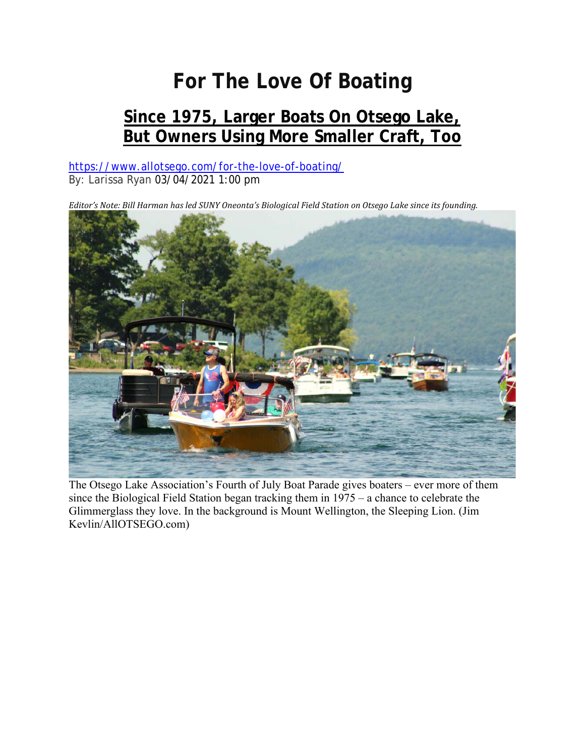# For The Love Of Boating

## Since 1975, Larger Boats On Otsego Lake, But Owners Using More Smaller Craft, Too

https://www.allotsego.com/for-the-love-of-boating/
By: Larissa Ryan 03/04/2021 1:00 pm

*Editor's Note: Bill Harman has led SUNY Oneonta's Biological Field Station on Otsego Lake since its founding.*

The Otsego Lake Association's Fourth of July Boat Parade gives boaters – ever more of them since the Biological Field Station began tracking them in 1975 – a chance to celebrate the Glimmerglass they love. In the background is Mount Wellington, the Sleeping Lion. (Jim Kevlin/AllOTSEGO.com)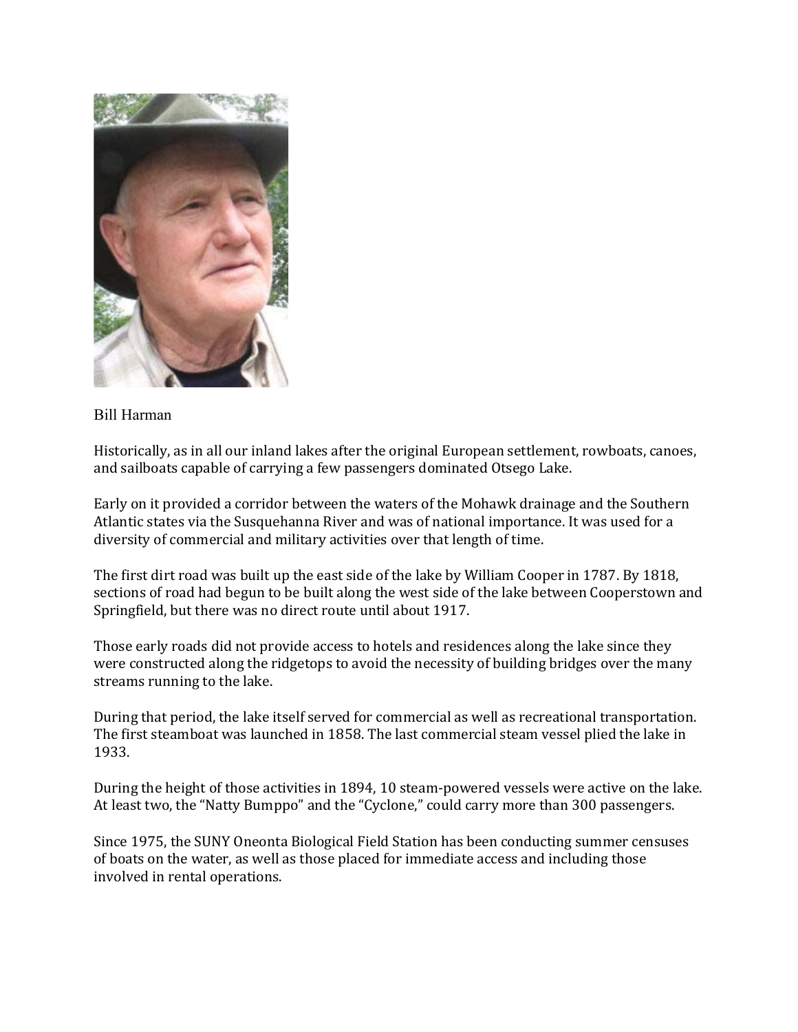Bill Harman

Historically, as in all our inland lakes after the original European settlement, rowboats, canoes, and sailboats capable of carrying a few passengers dominated Otsego Lake.

Early on it provided a corridor between the waters of the Mohawk drainage and the Southern Atlantic states via the Susquehanna River and was of national importance. It was used for a diversity of commercial and military activities over that length of time.

The first dirt road was built up the east side of the lake by William Cooper in 1787. By 1818, sections of road had begun to be built along the west side of the lake between Cooperstown and Springfield, but there was no direct route until about 1917.

Those early roads did not provide access to hotels and residences along the lake since they were constructed along the ridgetops to avoid the necessity of building bridges over the many streams running to the lake.

During that period, the lake itself served for commercial as well as recreational transportation. The first steamboat was launched in 1858. The last commercial steam vessel plied the lake in 1933.

During the height of those activities in 1894, 10 steam-powered vessels were active on the lake. At least two, the “Natty Bumppo” and the “Cyclone,” could carry more than 300 passengers.

Since 1975, the SUNY Oneonta Biological Field Station has been conducting summer censuses of boats on the water, as well as those placed for immediate access and including those involved in rental operations.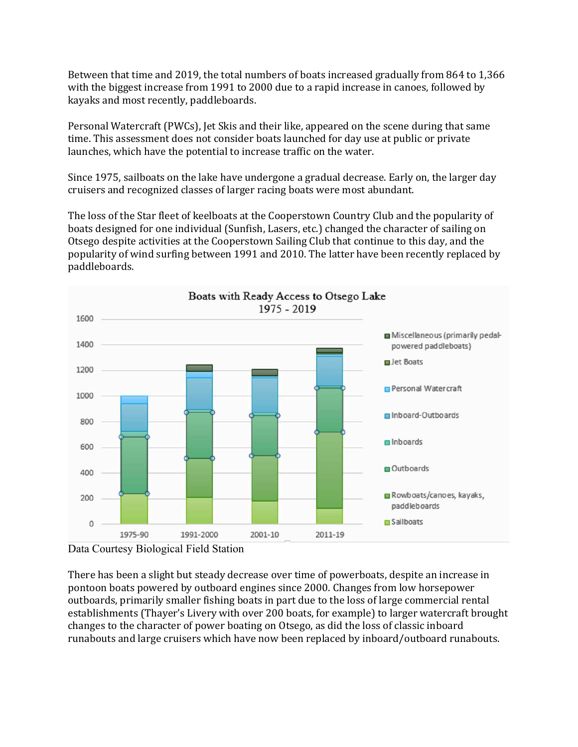Between that time and 2019, the total numbers of boats increased gradually from 864 to 1,366 with the biggest increase from 1991 to 2000 due to a rapid increase in canoes, followed by kayaks and most recently, paddleboards.

Personal Watercraft (PWCs), Jet Skis and their like, appeared on the scene during that same time. This assessment does not consider boats launched for day use at public or private launches, which have the potential to increase traffic on the water.

Since 1975, sailboats on the lake have undergone a gradual decrease. Early on, the larger day cruisers and recognized classes of larger racing boats were most abundant.

The loss of the Star fleet of keelboats at the Cooperstown Country Club and the popularity of boats designed for one individual (Sunfish, Lasers, etc.) changed the character of sailing on Otsego despite activities at the Cooperstown Sailing Club that continue to this day, and the popularity of wind surfing between 1991 and 2010. The latter have been recently replaced by paddleboards.

Data Courtesy Biological Field Station

There has been a slight but steady decrease over time of powerboats, despite an increase in pontoon boats powered by outboard engines since 2000. Changes from low horsepower outboards, primarily smaller fishing boats in part due to the loss of large commercial rental establishments (Thayer's Livery with over 200 boats, for example) to larger watercraft brought changes to the character of power boating on Otsego, as did the loss of classic inboard runabouts and large cruisers which have now been replaced by inboard/outboard runabouts.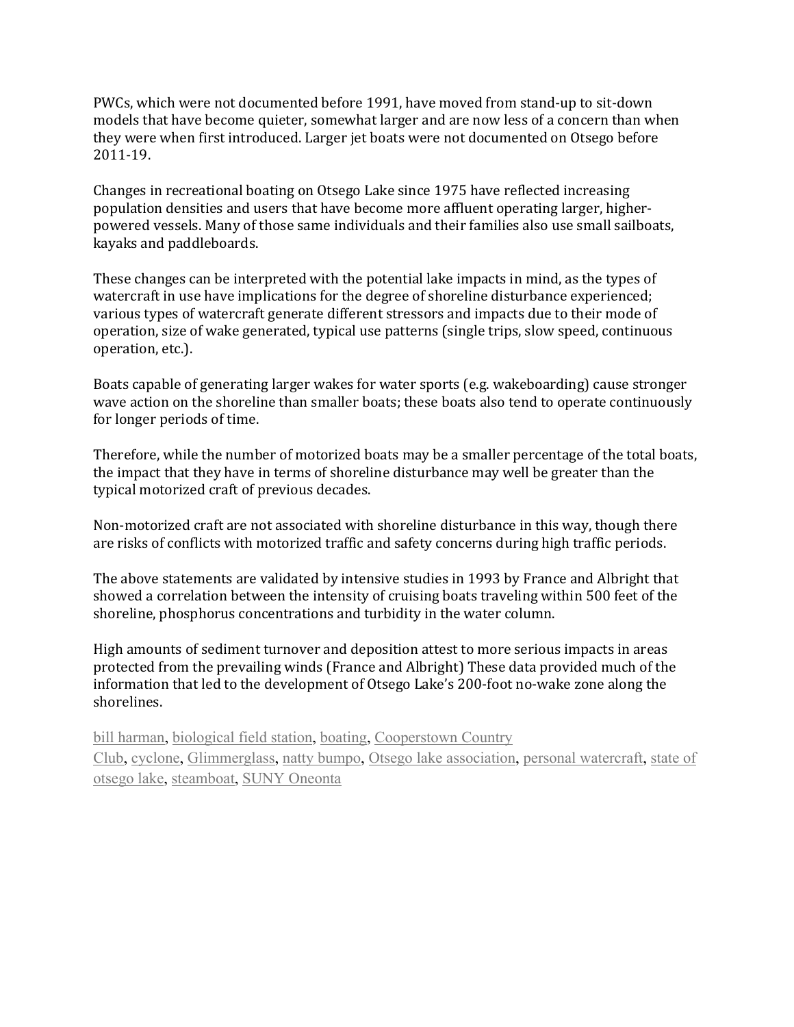PWCs, which were not documented before 1991, have moved from stand-up to sit-down models that have become quieter, somewhat larger and are now less of a concern than when they were when first introduced. Larger jet boats were not documented on Otsego before 2011-19.

Changes in recreational boating on Otsego Lake since 1975 have reflected increasing population densities and users that have become more affluent operating larger, higher-powered vessels. Many of those same individuals and their families also use small sailboats, kayaks and paddleboards.

These changes can be interpreted with the potential lake impacts in mind, as the types of watercraft in use have implications for the degree of shoreline disturbance experienced; various types of watercraft generate different stressors and impacts due to their mode of operation, size of wake generated, typical use patterns (single trips, slow speed, continuous operation, etc.).

Boats capable of generating larger wakes for water sports (e.g. wakeboarding) cause stronger wave action on the shoreline than smaller boats; these boats also tend to operate continuously for longer periods of time.

Therefore, while the number of motorized boats may be a smaller percentage of the total boats, the impact that they have in terms of shoreline disturbance may well be greater than the typical motorized craft of previous decades.

Non-motorized craft are not associated with shoreline disturbance in this way, though there are risks of conflicts with motorized traffic and safety concerns during high traffic periods.

The above statements are validated by intensive studies in 1993 by France and Albright that showed a correlation between the intensity of cruising boats traveling within 500 feet of the shoreline, phosphorus concentrations and turbidity in the water column.

High amounts of sediment turnover and deposition attest to more serious impacts in areas protected from the prevailing winds (France and Albright) These data provided much of the information that led to the development of Otsego Lake's 200-foot no-wake zone along the shorelines.

bill harman, biological field station, boating, Cooperstown Country Club, cyclone, Glimmerglass, natty bumpo, Otsego lake association, personal watercraft, state of otsego lake, steamboat, SUNY Oneonta